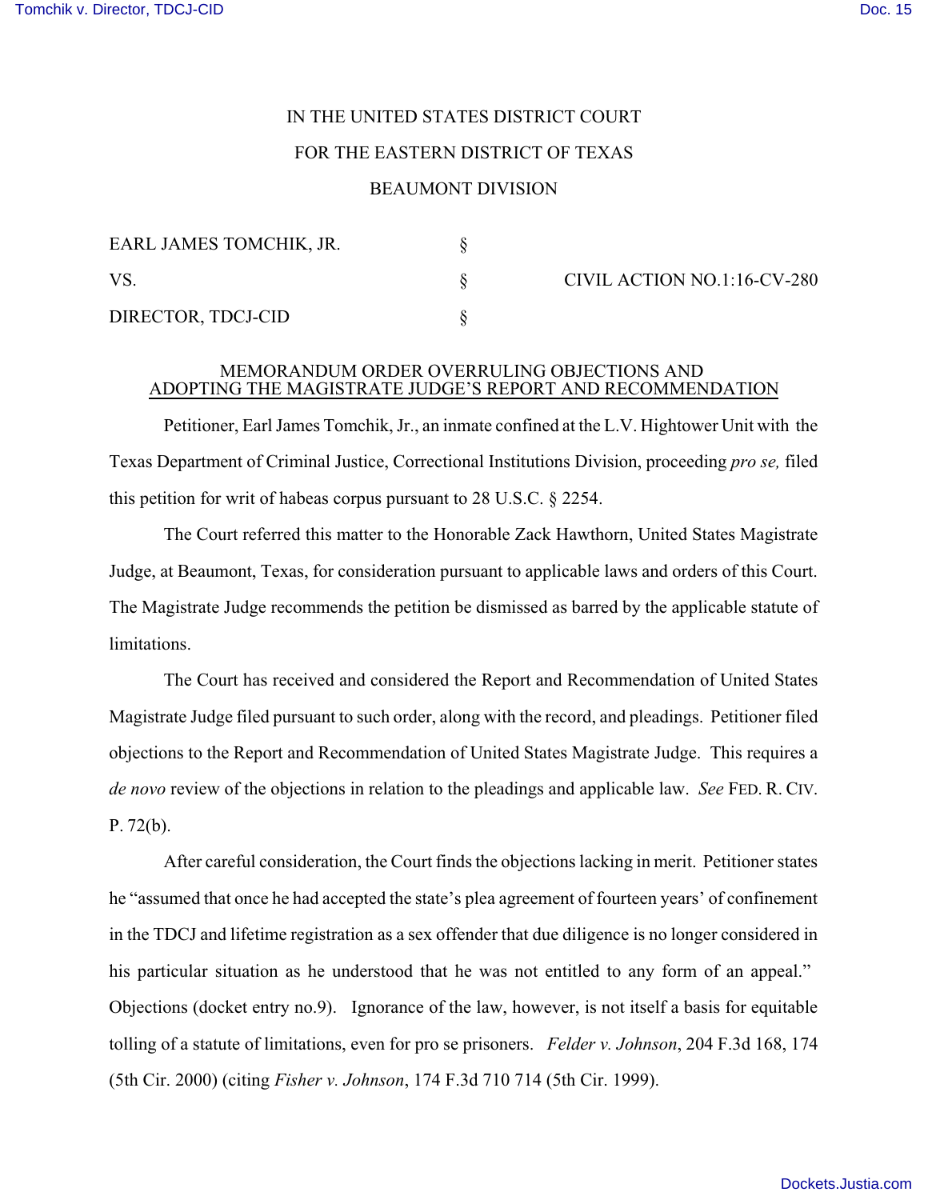IN THE UNITED STATES DISTRICT COURT

FOR THE EASTERN DISTRICT OF TEXAS

BEAUMONT DIVISION

| | | |
|---|---|---|
| EARL JAMES TOMCHIK, JR. | § | |
| VS. | § | CIVIL ACTION NO.1:16-CV-280 |
| DIRECTOR, TDCJ-CID | § | |

## MEMORANDUM ORDER OVERRULING OBJECTIONS AND ADOPTING THE MAGISTRATE JUDGE'S REPORT AND RECOMMENDATION

Petitioner, Earl James Tomchik, Jr., an inmate confined at the L.V. Hightower Unit with the Texas Department of Criminal Justice, Correctional Institutions Division, proceeding *pro se,* filed this petition for writ of habeas corpus pursuant to 28 U.S.C. § 2254.

The Court referred this matter to the Honorable Zack Hawthorn, United States Magistrate Judge, at Beaumont, Texas, for consideration pursuant to applicable laws and orders of this Court. The Magistrate Judge recommends the petition be dismissed as barred by the applicable statute of limitations.

The Court has received and considered the Report and Recommendation of United States Magistrate Judge filed pursuant to such order, along with the record, and pleadings. Petitioner filed objections to the Report and Recommendation of United States Magistrate Judge. This requires a *de novo* review of the objections in relation to the pleadings and applicable law. *See* FED. R. CIV. P. 72(b).

After careful consideration, the Court finds the objections lacking in merit. Petitioner states he "assumed that once he had accepted the state's plea agreement of fourteen years' of confinement in the TDCJ and lifetime registration as a sex offender that due diligence is no longer considered in his particular situation as he understood that he was not entitled to any form of an appeal." Objections (docket entry no.9). Ignorance of the law, however, is not itself a basis for equitable tolling of a statute of limitations, even for pro se prisoners. *Felder v. Johnson*, 204 F.3d 168, 174 (5th Cir. 2000) (citing *Fisher v. Johnson*, 174 F.3d 710 714 (5th Cir. 1999).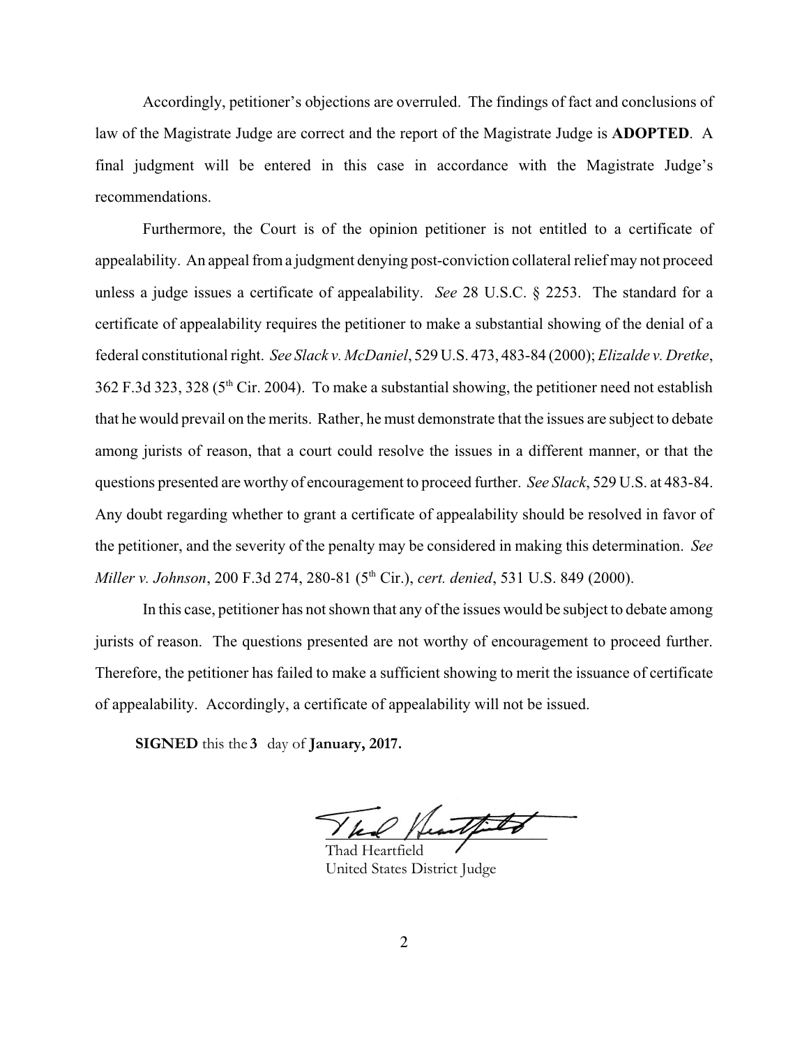Accordingly, petitioner's objections are overruled. The findings of fact and conclusions of law of the Magistrate Judge are correct and the report of the Magistrate Judge is **ADOPTED**. A final judgment will be entered in this case in accordance with the Magistrate Judge's recommendations.

Furthermore, the Court is of the opinion petitioner is not entitled to a certificate of appealability. An appeal from a judgment denying post-conviction collateral relief may not proceed unless a judge issues a certificate of appealability. *See* 28 U.S.C. § 2253. The standard for a certificate of appealability requires the petitioner to make a substantial showing of the denial of a federal constitutional right. *See Slack v. McDaniel*, 529 U.S. 473, 483-84 (2000); *Elizalde v. Dretke*, 362 F.3d 323, 328 (5th Cir. 2004). To make a substantial showing, the petitioner need not establish that he would prevail on the merits. Rather, he must demonstrate that the issues are subject to debate among jurists of reason, that a court could resolve the issues in a different manner, or that the questions presented are worthy of encouragement to proceed further. *See Slack*, 529 U.S. at 483-84. Any doubt regarding whether to grant a certificate of appealability should be resolved in favor of the petitioner, and the severity of the penalty may be considered in making this determination. *See Miller v. Johnson*, 200 F.3d 274, 280-81 (5th Cir.), *cert. denied*, 531 U.S. 849 (2000).

In this case, petitioner has not shown that any of the issues would be subject to debate among jurists of reason. The questions presented are not worthy of encouragement to proceed further. Therefore, the petitioner has failed to make a sufficient showing to merit the issuance of certificate of appealability. Accordingly, a certificate of appealability will not be issued.

**SIGNED** this the **3** day of **January, 2017.**

Thad Heartfield
United States District Judge